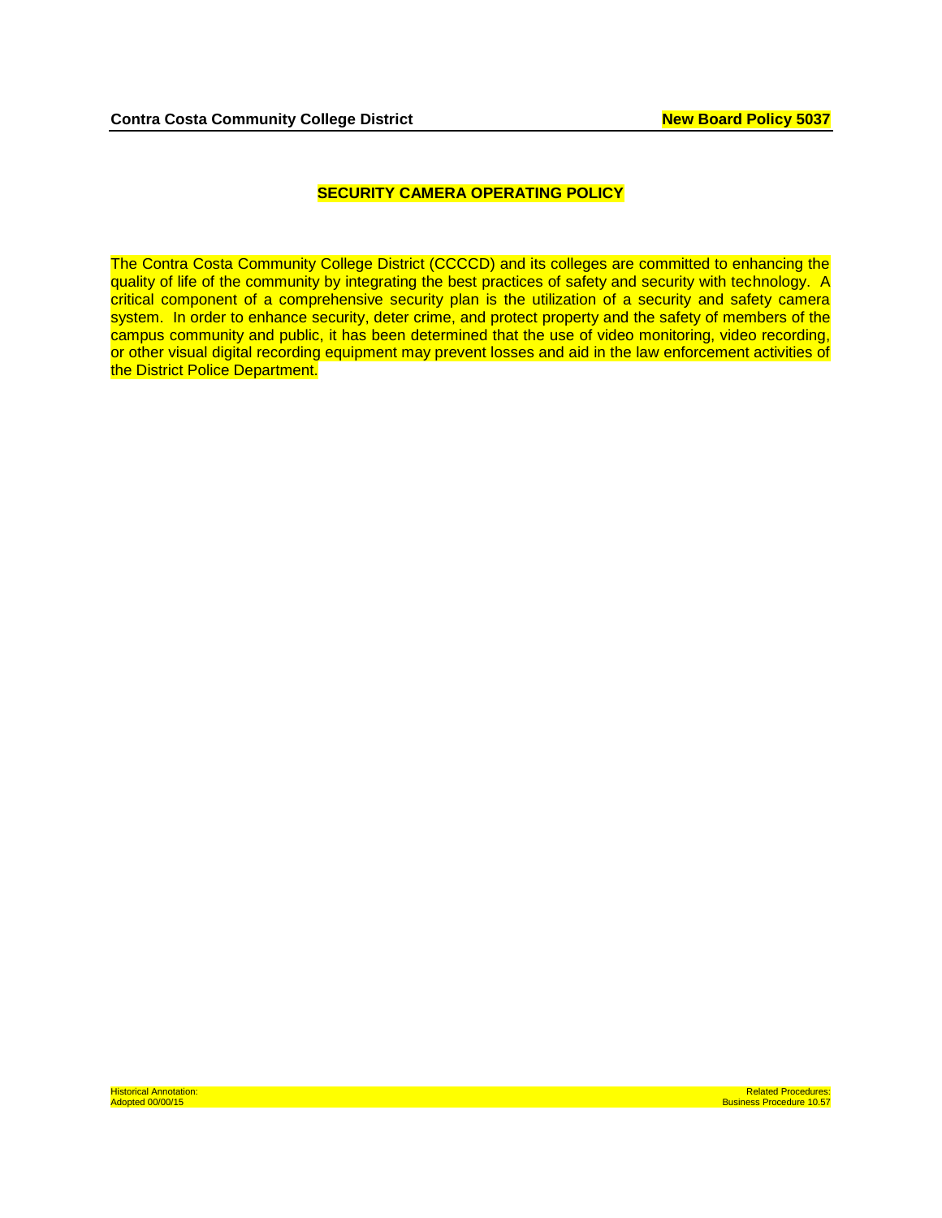**Contra Costa Community College District** **New Board Policy 5037**

# SECURITY CAMERA OPERATING POLICY

The Contra Costa Community College District (CCCCD) and its colleges are committed to enhancing the quality of life of the community by integrating the best practices of safety and security with technology. A critical component of a comprehensive security plan is the utilization of a security and safety camera system. In order to enhance security, deter crime, and protect property and the safety of members of the campus community and public, it has been determined that the use of video monitoring, video recording, or other visual digital recording equipment may prevent losses and aid in the law enforcement activities of the District Police Department.

Historical Annotation:
Adopted 00/00/15

Related Procedures:
Business Procedure 10.57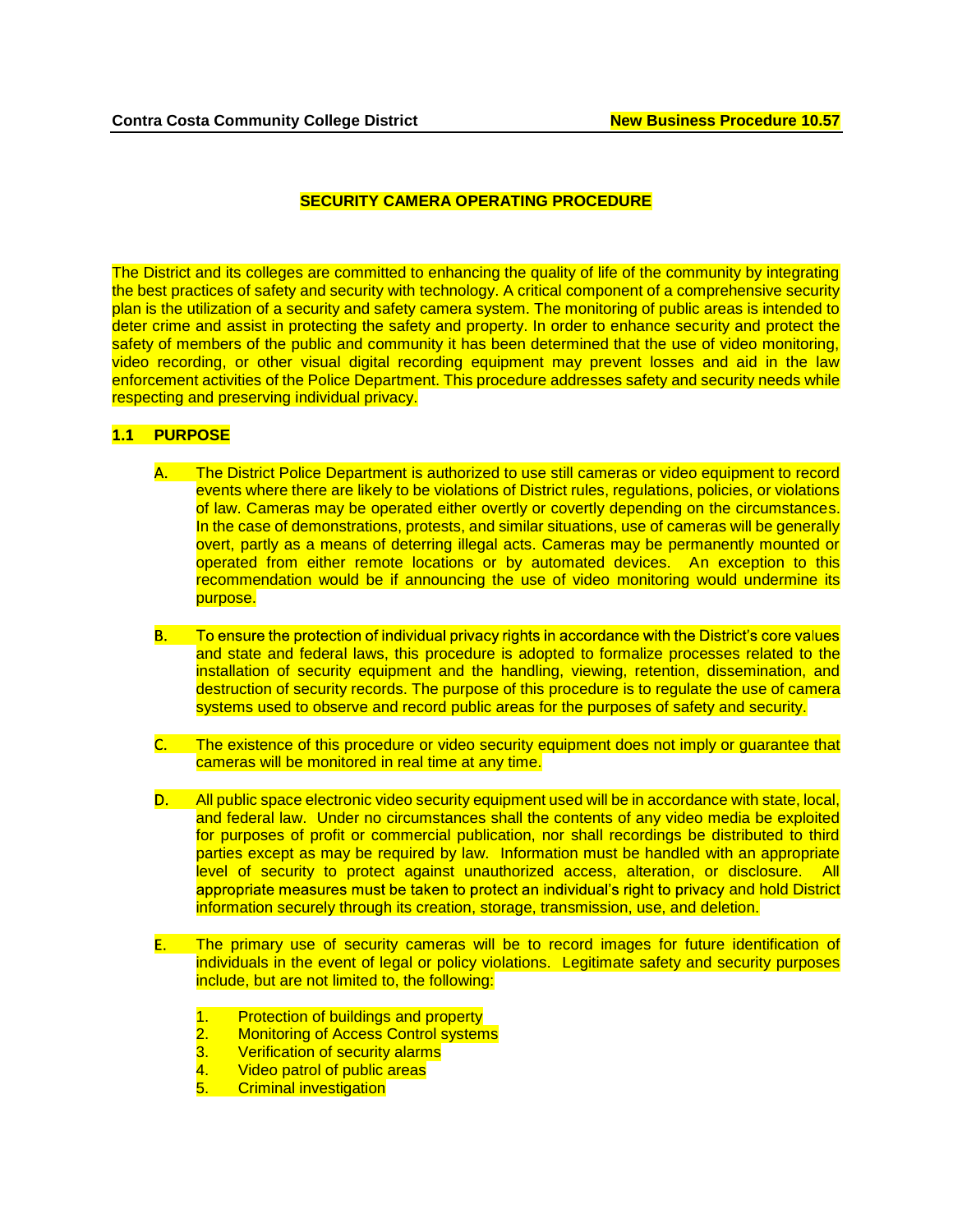# SECURITY CAMERA OPERATING PROCEDURE

The District and its colleges are committed to enhancing the quality of life of the community by integrating the best practices of safety and security with technology. A critical component of a comprehensive security plan is the utilization of a security and safety camera system. The monitoring of public areas is intended to deter crime and assist in protecting the safety and property. In order to enhance security and protect the safety of members of the public and community it has been determined that the use of video monitoring, video recording, or other visual digital recording equipment may prevent losses and aid in the law enforcement activities of the Police Department. This procedure addresses safety and security needs while respecting and preserving individual privacy.

## 1.1 PURPOSE

A. The District Police Department is authorized to use still cameras or video equipment to record events where there are likely to be violations of District rules, regulations, policies, or violations of law. Cameras may be operated either overtly or covertly depending on the circumstances. In the case of demonstrations, protests, and similar situations, use of cameras will be generally overt, partly as a means of deterring illegal acts. Cameras may be permanently mounted or operated from either remote locations or by automated devices. An exception to this recommendation would be if announcing the use of video monitoring would undermine its purpose.

B. To ensure the protection of individual privacy rights in accordance with the District's core values and state and federal laws, this procedure is adopted to formalize processes related to the installation of security equipment and the handling, viewing, retention, dissemination, and destruction of security records. The purpose of this procedure is to regulate the use of camera systems used to observe and record public areas for the purposes of safety and security.

C. The existence of this procedure or video security equipment does not imply or guarantee that cameras will be monitored in real time at any time.

D. All public space electronic video security equipment used will be in accordance with state, local, and federal law. Under no circumstances shall the contents of any video media be exploited for purposes of profit or commercial publication, nor shall recordings be distributed to third parties except as may be required by law. Information must be handled with an appropriate level of security to protect against unauthorized access, alteration, or disclosure. All appropriate measures must be taken to protect an individual's right to privacy and hold District information securely through its creation, storage, transmission, use, and deletion.

E. The primary use of security cameras will be to record images for future identification of individuals in the event of legal or policy violations. Legitimate safety and security purposes include, but are not limited to, the following:

1. Protection of buildings and property
2. Monitoring of Access Control systems
3. Verification of security alarms
4. Video patrol of public areas
5. Criminal investigation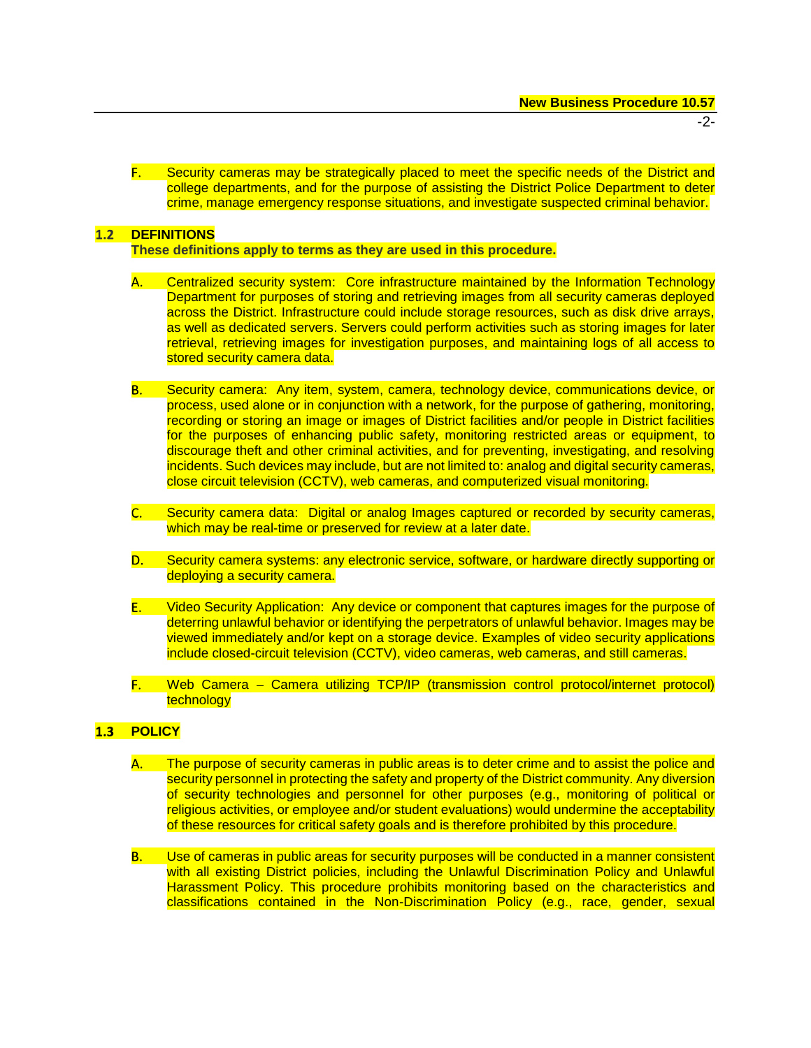F. Security cameras may be strategically placed to meet the specific needs of the District and college departments, and for the purpose of assisting the District Police Department to deter crime, manage emergency response situations, and investigate suspected criminal behavior.

## 1.2 DEFINITIONS

**These definitions apply to terms as they are used in this procedure.**

A. Centralized security system: Core infrastructure maintained by the Information Technology Department for purposes of storing and retrieving images from all security cameras deployed across the District. Infrastructure could include storage resources, such as disk drive arrays, as well as dedicated servers. Servers could perform activities such as storing images for later retrieval, retrieving images for investigation purposes, and maintaining logs of all access to stored security camera data.

B. Security camera: Any item, system, camera, technology device, communications device, or process, used alone or in conjunction with a network, for the purpose of gathering, monitoring, recording or storing an image or images of District facilities and/or people in District facilities for the purposes of enhancing public safety, monitoring restricted areas or equipment, to discourage theft and other criminal activities, and for preventing, investigating, and resolving incidents. Such devices may include, but are not limited to: analog and digital security cameras, close circuit television (CCTV), web cameras, and computerized visual monitoring.

C. Security camera data: Digital or analog Images captured or recorded by security cameras, which may be real-time or preserved for review at a later date.

D. Security camera systems: any electronic service, software, or hardware directly supporting or deploying a security camera.

E. Video Security Application: Any device or component that captures images for the purpose of deterring unlawful behavior or identifying the perpetrators of unlawful behavior. Images may be viewed immediately and/or kept on a storage device. Examples of video security applications include closed-circuit television (CCTV), video cameras, web cameras, and still cameras.

F. Web Camera – Camera utilizing TCP/IP (transmission control protocol/internet protocol) technology

## 1.3 POLICY

A. The purpose of security cameras in public areas is to deter crime and to assist the police and security personnel in protecting the safety and property of the District community. Any diversion of security technologies and personnel for other purposes (e.g., monitoring of political or religious activities, or employee and/or student evaluations) would undermine the acceptability of these resources for critical safety goals and is therefore prohibited by this procedure.

B. Use of cameras in public areas for security purposes will be conducted in a manner consistent with all existing District policies, including the Unlawful Discrimination Policy and Unlawful Harassment Policy. This procedure prohibits monitoring based on the characteristics and classifications contained in the Non-Discrimination Policy (e.g., race, gender, sexual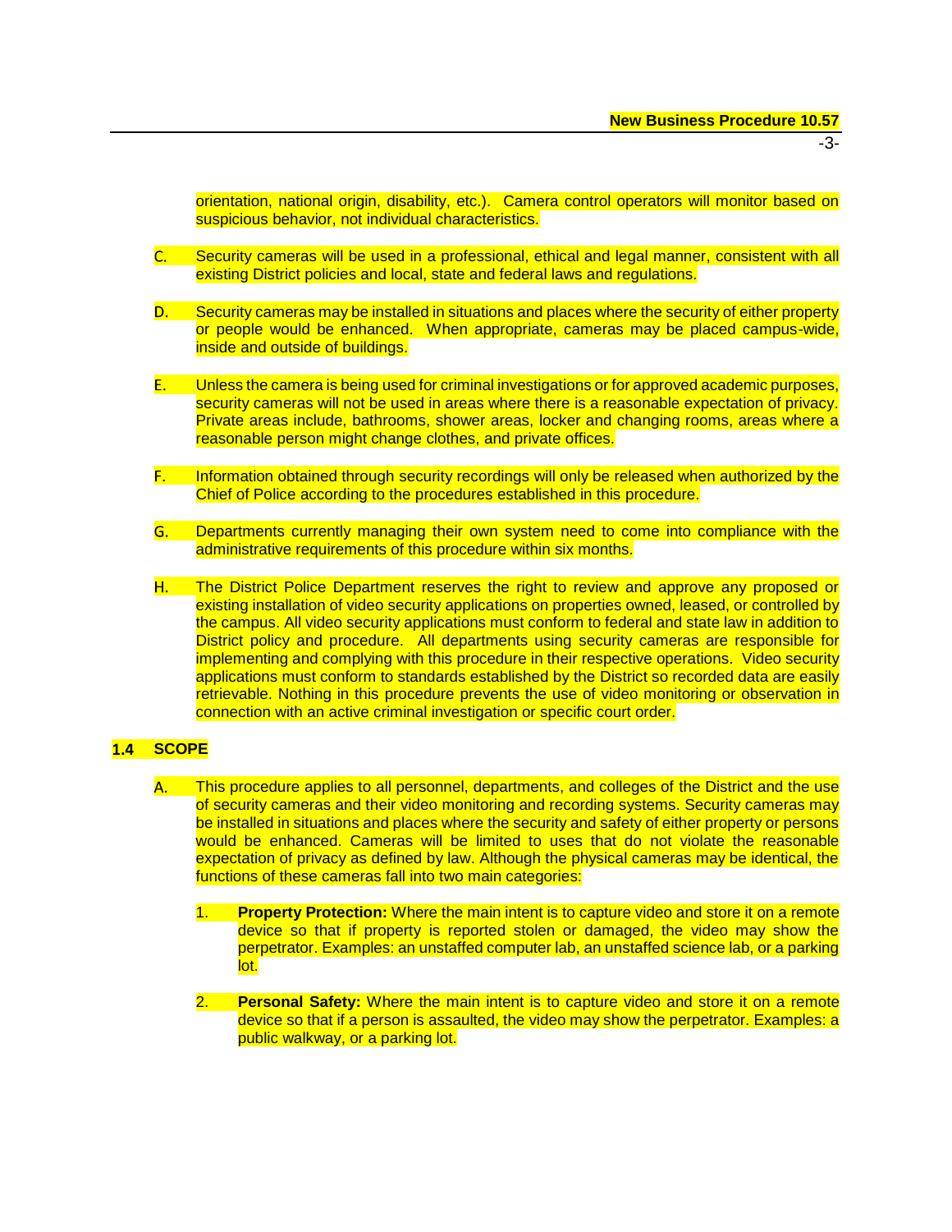orientation, national origin, disability, etc.). Camera control operators will monitor based on suspicious behavior, not individual characteristics.

C. Security cameras will be used in a professional, ethical and legal manner, consistent with all existing District policies and local, state and federal laws and regulations.

D. Security cameras may be installed in situations and places where the security of either property or people would be enhanced. When appropriate, cameras may be placed campus-wide, inside and outside of buildings.

E. Unless the camera is being used for criminal investigations or for approved academic purposes, security cameras will not be used in areas where there is a reasonable expectation of privacy. Private areas include, bathrooms, shower areas, locker and changing rooms, areas where a reasonable person might change clothes, and private offices.

F. Information obtained through security recordings will only be released when authorized by the Chief of Police according to the procedures established in this procedure.

G. Departments currently managing their own system need to come into compliance with the administrative requirements of this procedure within six months.

H. The District Police Department reserves the right to review and approve any proposed or existing installation of video security applications on properties owned, leased, or controlled by the campus. All video security applications must conform to federal and state law in addition to District policy and procedure. All departments using security cameras are responsible for implementing and complying with this procedure in their respective operations. Video security applications must conform to standards established by the District so recorded data are easily retrievable. Nothing in this procedure prevents the use of video monitoring or observation in connection with an active criminal investigation or specific court order.

## 1.4 SCOPE

A. This procedure applies to all personnel, departments, and colleges of the District and the use of security cameras and their video monitoring and recording systems. Security cameras may be installed in situations and places where the security and safety of either property or persons would be enhanced. Cameras will be limited to uses that do not violate the reasonable expectation of privacy as defined by law. Although the physical cameras may be identical, the functions of these cameras fall into two main categories:

1. **Property Protection:** Where the main intent is to capture video and store it on a remote device so that if property is reported stolen or damaged, the video may show the perpetrator. Examples: an unstaffed computer lab, an unstaffed science lab, or a parking lot.

2. **Personal Safety:** Where the main intent is to capture video and store it on a remote device so that if a person is assaulted, the video may show the perpetrator. Examples: a public walkway, or a parking lot.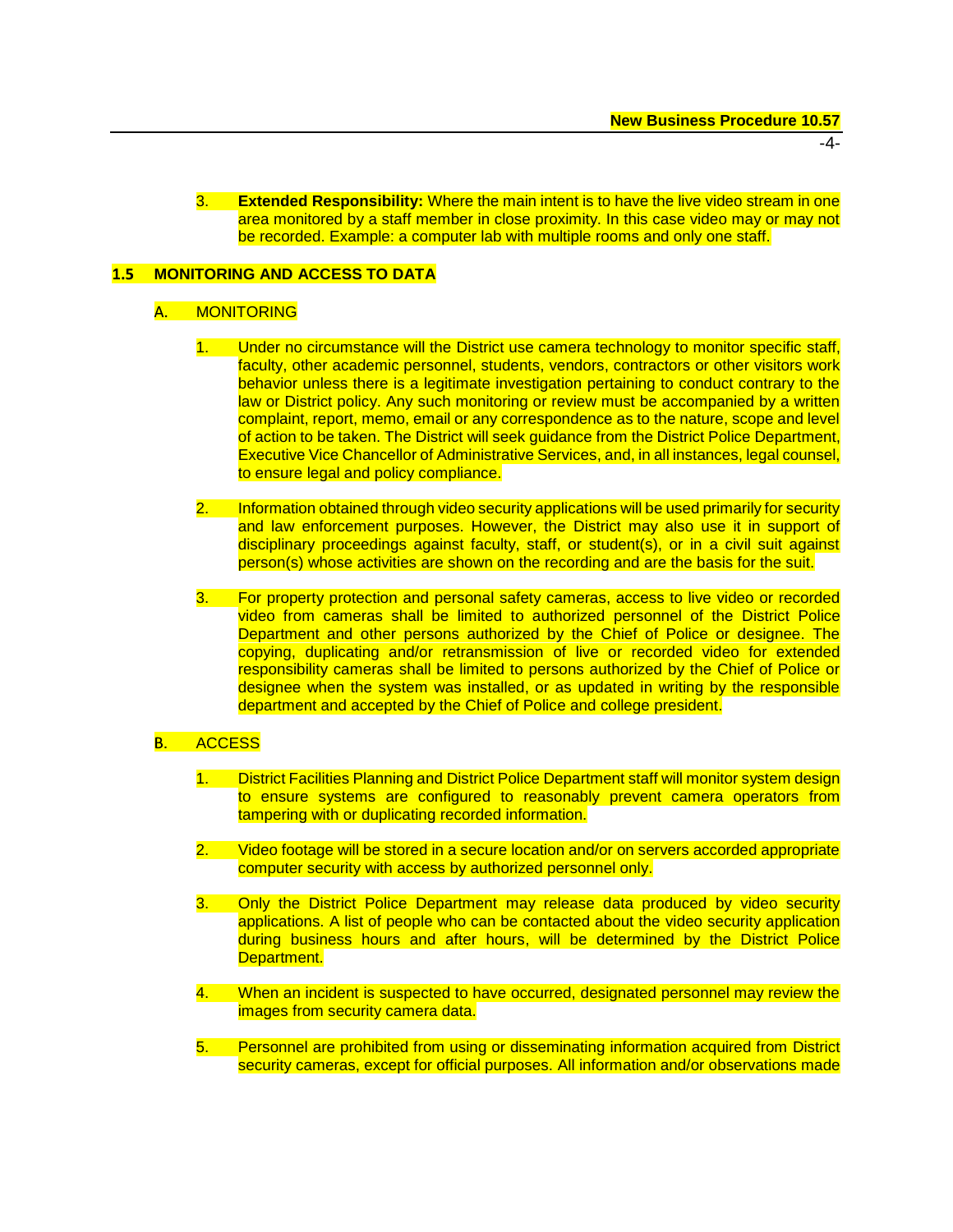3. **Extended Responsibility:** Where the main intent is to have the live video stream in one area monitored by a staff member in close proximity. In this case video may or may not be recorded. Example: a computer lab with multiple rooms and only one staff.

## 1.5 MONITORING AND ACCESS TO DATA

### A. MONITORING

1. Under no circumstance will the District use camera technology to monitor specific staff, faculty, other academic personnel, students, vendors, contractors or other visitors work behavior unless there is a legitimate investigation pertaining to conduct contrary to the law or District policy. Any such monitoring or review must be accompanied by a written complaint, report, memo, email or any correspondence as to the nature, scope and level of action to be taken. The District will seek guidance from the District Police Department, Executive Vice Chancellor of Administrative Services, and, in all instances, legal counsel, to ensure legal and policy compliance.

2. Information obtained through video security applications will be used primarily for security and law enforcement purposes. However, the District may also use it in support of disciplinary proceedings against faculty, staff, or student(s), or in a civil suit against person(s) whose activities are shown on the recording and are the basis for the suit.

3. For property protection and personal safety cameras, access to live video or recorded video from cameras shall be limited to authorized personnel of the District Police Department and other persons authorized by the Chief of Police or designee. The copying, duplicating and/or retransmission of live or recorded video for extended responsibility cameras shall be limited to persons authorized by the Chief of Police or designee when the system was installed, or as updated in writing by the responsible department and accepted by the Chief of Police and college president.

### B. ACCESS

1. District Facilities Planning and District Police Department staff will monitor system design to ensure systems are configured to reasonably prevent camera operators from tampering with or duplicating recorded information.

2. Video footage will be stored in a secure location and/or on servers accorded appropriate computer security with access by authorized personnel only.

3. Only the District Police Department may release data produced by video security applications. A list of people who can be contacted about the video security application during business hours and after hours, will be determined by the District Police Department.

4. When an incident is suspected to have occurred, designated personnel may review the images from security camera data.

5. Personnel are prohibited from using or disseminating information acquired from District security cameras, except for official purposes. All information and/or observations made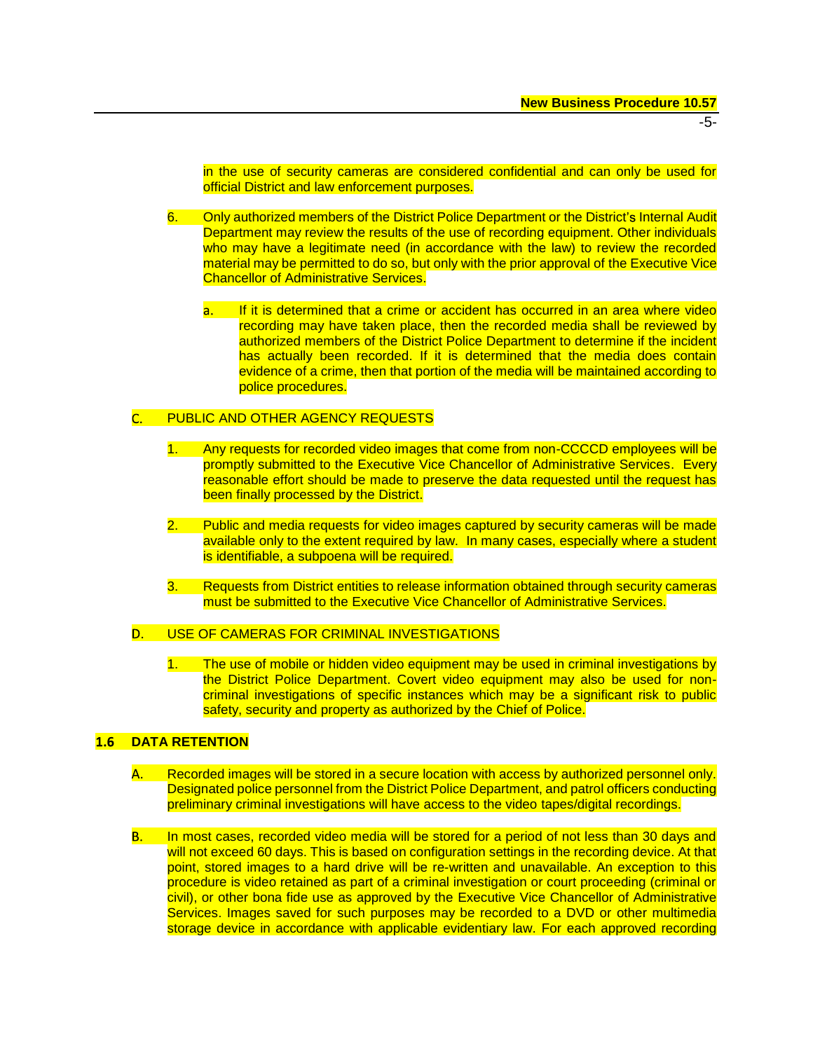in the use of security cameras are considered confidential and can only be used for official District and law enforcement purposes.

6. Only authorized members of the District Police Department or the District's Internal Audit Department may review the results of the use of recording equipment. Other individuals who may have a legitimate need (in accordance with the law) to review the recorded material may be permitted to do so, but only with the prior approval of the Executive Vice Chancellor of Administrative Services.

   a. If it is determined that a crime or accident has occurred in an area where video recording may have taken place, then the recorded media shall be reviewed by authorized members of the District Police Department to determine if the incident has actually been recorded. If it is determined that the media does contain evidence of a crime, then that portion of the media will be maintained according to police procedures.

C. PUBLIC AND OTHER AGENCY REQUESTS

1. Any requests for recorded video images that come from non-CCCCD employees will be promptly submitted to the Executive Vice Chancellor of Administrative Services. Every reasonable effort should be made to preserve the data requested until the request has been finally processed by the District.

2. Public and media requests for video images captured by security cameras will be made available only to the extent required by law. In many cases, especially where a student is identifiable, a subpoena will be required.

3. Requests from District entities to release information obtained through security cameras must be submitted to the Executive Vice Chancellor of Administrative Services.

D. USE OF CAMERAS FOR CRIMINAL INVESTIGATIONS

1. The use of mobile or hidden video equipment may be used in criminal investigations by the District Police Department. Covert video equipment may also be used for non-criminal investigations of specific instances which may be a significant risk to public safety, security and property as authorized by the Chief of Police.

## 1.6 DATA RETENTION

A. Recorded images will be stored in a secure location with access by authorized personnel only. Designated police personnel from the District Police Department, and patrol officers conducting preliminary criminal investigations will have access to the video tapes/digital recordings.

B. In most cases, recorded video media will be stored for a period of not less than 30 days and will not exceed 60 days. This is based on configuration settings in the recording device. At that point, stored images to a hard drive will be re-written and unavailable. An exception to this procedure is video retained as part of a criminal investigation or court proceeding (criminal or civil), or other bona fide use as approved by the Executive Vice Chancellor of Administrative Services. Images saved for such purposes may be recorded to a DVD or other multimedia storage device in accordance with applicable evidentiary law. For each approved recording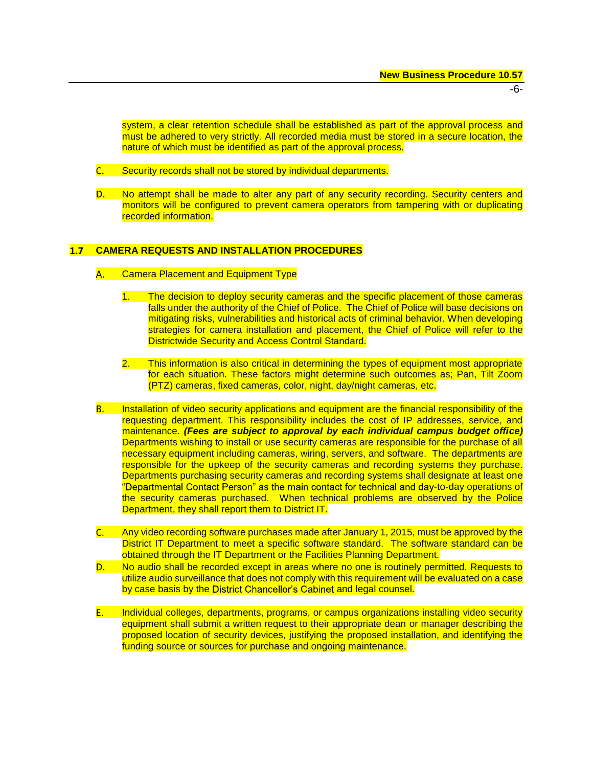system, a clear retention schedule shall be established as part of the approval process and must be adhered to very strictly. All recorded media must be stored in a secure location, the nature of which must be identified as part of the approval process.

C. Security records shall not be stored by individual departments.

D. No attempt shall be made to alter any part of any security recording. Security centers and monitors will be configured to prevent camera operators from tampering with or duplicating recorded information.

## 1.7 CAMERA REQUESTS AND INSTALLATION PROCEDURES

A. Camera Placement and Equipment Type

1. The decision to deploy security cameras and the specific placement of those cameras falls under the authority of the Chief of Police. The Chief of Police will base decisions on mitigating risks, vulnerabilities and historical acts of criminal behavior. When developing strategies for camera installation and placement, the Chief of Police will refer to the Districtwide Security and Access Control Standard.

2. This information is also critical in determining the types of equipment most appropriate for each situation. These factors might determine such outcomes as; Pan, Tilt Zoom (PTZ) cameras, fixed cameras, color, night, day/night cameras, etc.

B. Installation of video security applications and equipment are the financial responsibility of the requesting department. This responsibility includes the cost of IP addresses, service, and maintenance. ***(Fees are subject to approval by each individual campus budget office)*** Departments wishing to install or use security cameras are responsible for the purchase of all necessary equipment including cameras, wiring, servers, and software. The departments are responsible for the upkeep of the security cameras and recording systems they purchase. Departments purchasing security cameras and recording systems shall designate at least one "Departmental Contact Person" as the main contact for technical and day-to-day operations of the security cameras purchased. When technical problems are observed by the Police Department, they shall report them to District IT.

C. Any video recording software purchases made after January 1, 2015, must be approved by the District IT Department to meet a specific software standard. The software standard can be obtained through the IT Department or the Facilities Planning Department.

D. No audio shall be recorded except in areas where no one is routinely permitted. Requests to utilize audio surveillance that does not comply with this requirement will be evaluated on a case by case basis by the District Chancellor's Cabinet and legal counsel.

E. Individual colleges, departments, programs, or campus organizations installing video security equipment shall submit a written request to their appropriate dean or manager describing the proposed location of security devices, justifying the proposed installation, and identifying the funding source or sources for purchase and ongoing maintenance.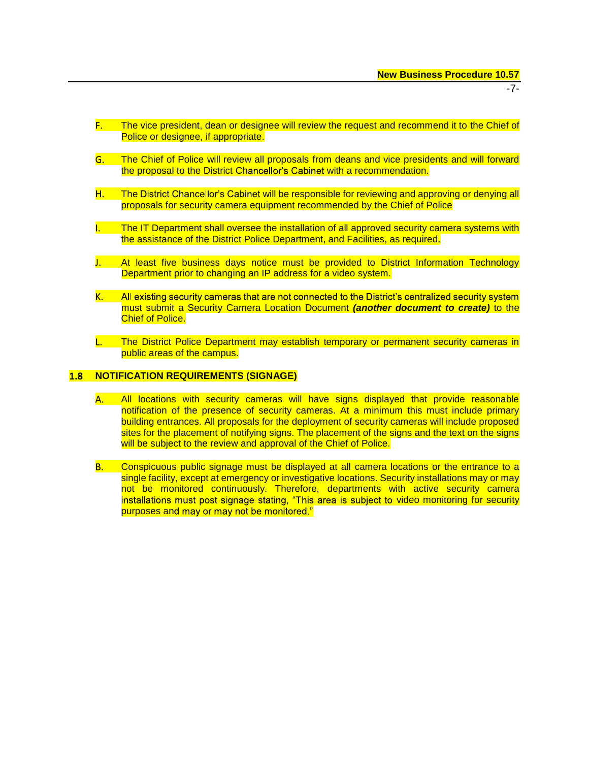F. The vice president, dean or designee will review the request and recommend it to the Chief of Police or designee, if appropriate.

G. The Chief of Police will review all proposals from deans and vice presidents and will forward the proposal to the District Chancellor's Cabinet with a recommendation.

H. The District Chancellor's Cabinet will be responsible for reviewing and approving or denying all proposals for security camera equipment recommended by the Chief of Police

I. The IT Department shall oversee the installation of all approved security camera systems with the assistance of the District Police Department, and Facilities, as required.

J. At least five business days notice must be provided to District Information Technology Department prior to changing an IP address for a video system.

K. All existing security cameras that are not connected to the District's centralized security system must submit a Security Camera Location Document ***(another document to create)*** to the Chief of Police.

L. The District Police Department may establish temporary or permanent security cameras in public areas of the campus.

## 1.8 NOTIFICATION REQUIREMENTS (SIGNAGE)

A. All locations with security cameras will have signs displayed that provide reasonable notification of the presence of security cameras. At a minimum this must include primary building entrances. All proposals for the deployment of security cameras will include proposed sites for the placement of notifying signs. The placement of the signs and the text on the signs will be subject to the review and approval of the Chief of Police.

B. Conspicuous public signage must be displayed at all camera locations or the entrance to a single facility, except at emergency or investigative locations. Security installations may or may not be monitored continuously. Therefore, departments with active security camera installations must post signage stating, "This area is subject to video monitoring for security purposes and may or may not be monitored."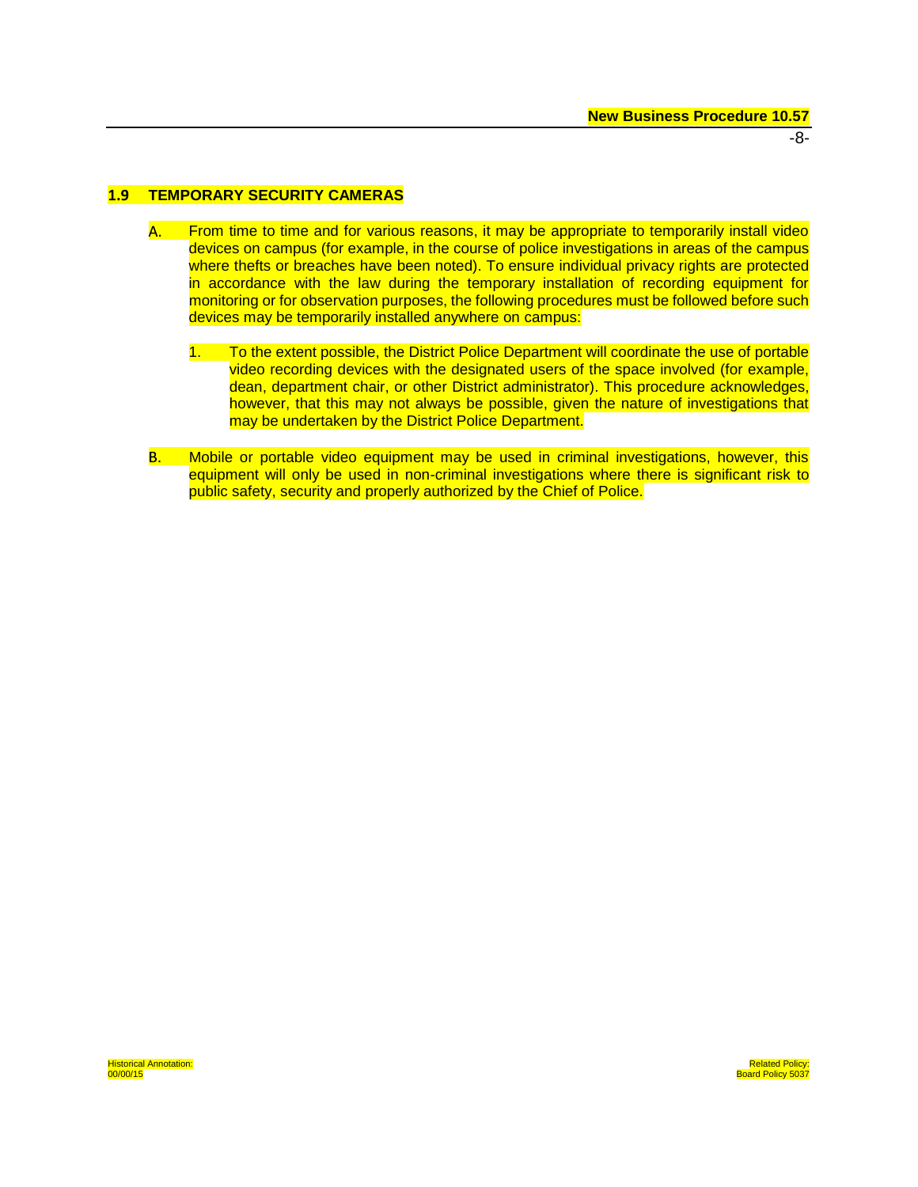## 1.9 TEMPORARY SECURITY CAMERAS

A. From time to time and for various reasons, it may be appropriate to temporarily install video devices on campus (for example, in the course of police investigations in areas of the campus where thefts or breaches have been noted). To ensure individual privacy rights are protected in accordance with the law during the temporary installation of recording equipment for monitoring or for observation purposes, the following procedures must be followed before such devices may be temporarily installed anywhere on campus:

   1. To the extent possible, the District Police Department will coordinate the use of portable video recording devices with the designated users of the space involved (for example, dean, department chair, or other District administrator). This procedure acknowledges, however, that this may not always be possible, given the nature of investigations that may be undertaken by the District Police Department.

B. Mobile or portable video equipment may be used in criminal investigations, however, this equipment will only be used in non-criminal investigations where there is significant risk to public safety, security and properly authorized by the Chief of Police.

Historical Annotation:
00/00/15

Related Policy:
Board Policy 5037